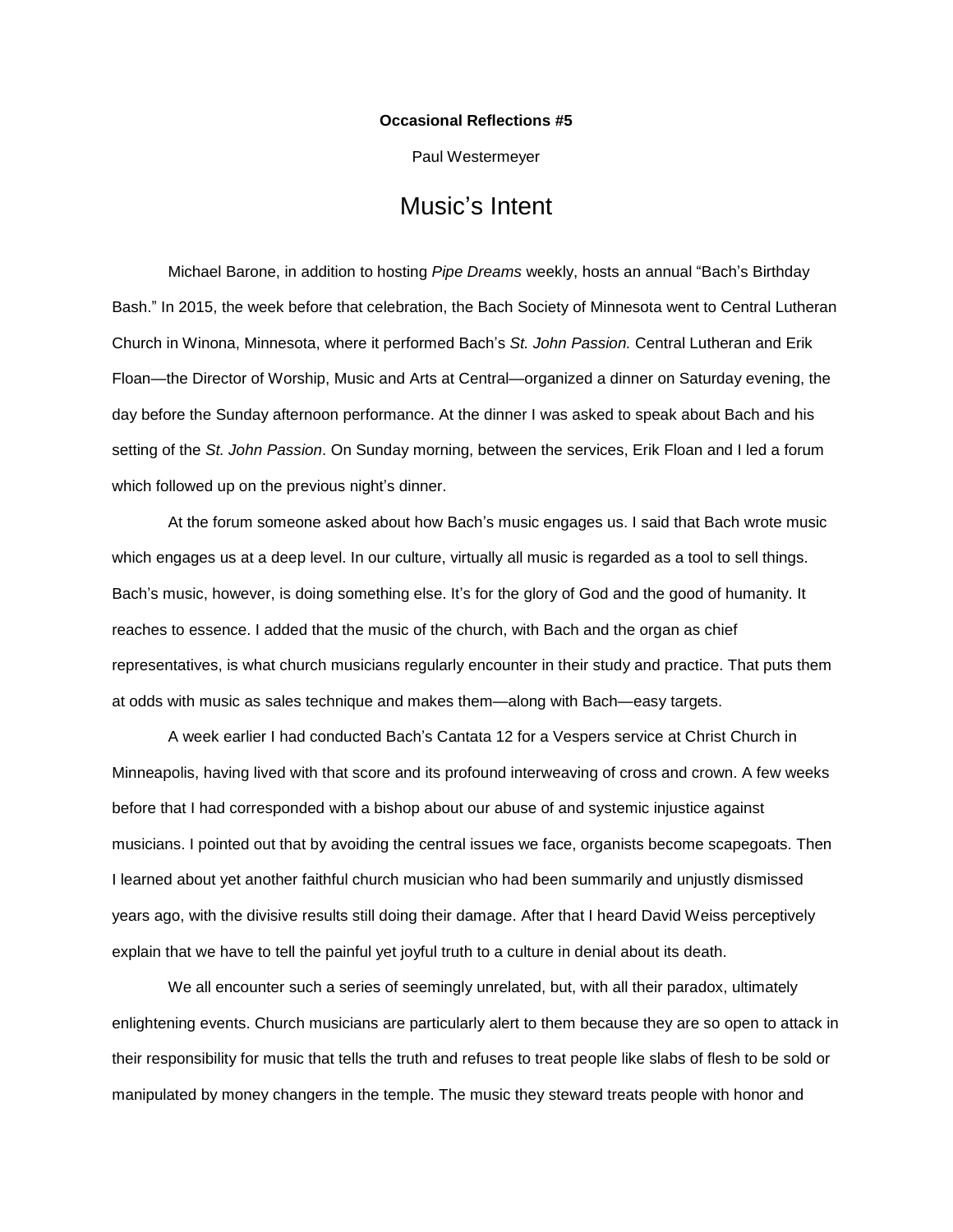**Occasional Reflections #5**

Paul Westermeyer

# Music's Intent

Michael Barone, in addition to hosting *Pipe Dreams* weekly, hosts an annual "Bach's Birthday Bash." In 2015, the week before that celebration, the Bach Society of Minnesota went to Central Lutheran Church in Winona, Minnesota, where it performed Bach's *St. John Passion.* Central Lutheran and Erik Floan—the Director of Worship, Music and Arts at Central—organized a dinner on Saturday evening, the day before the Sunday afternoon performance. At the dinner I was asked to speak about Bach and his setting of the *St. John Passion*. On Sunday morning, between the services, Erik Floan and I led a forum which followed up on the previous night's dinner.

At the forum someone asked about how Bach's music engages us. I said that Bach wrote music which engages us at a deep level. In our culture, virtually all music is regarded as a tool to sell things. Bach's music, however, is doing something else. It's for the glory of God and the good of humanity. It reaches to essence. I added that the music of the church, with Bach and the organ as chief representatives, is what church musicians regularly encounter in their study and practice. That puts them at odds with music as sales technique and makes them—along with Bach—easy targets.

A week earlier I had conducted Bach's Cantata 12 for a Vespers service at Christ Church in Minneapolis, having lived with that score and its profound interweaving of cross and crown. A few weeks before that I had corresponded with a bishop about our abuse of and systemic injustice against musicians. I pointed out that by avoiding the central issues we face, organists become scapegoats. Then I learned about yet another faithful church musician who had been summarily and unjustly dismissed years ago, with the divisive results still doing their damage. After that I heard David Weiss perceptively explain that we have to tell the painful yet joyful truth to a culture in denial about its death.

We all encounter such a series of seemingly unrelated, but, with all their paradox, ultimately enlightening events. Church musicians are particularly alert to them because they are so open to attack in their responsibility for music that tells the truth and refuses to treat people like slabs of flesh to be sold or manipulated by money changers in the temple. The music they steward treats people with honor and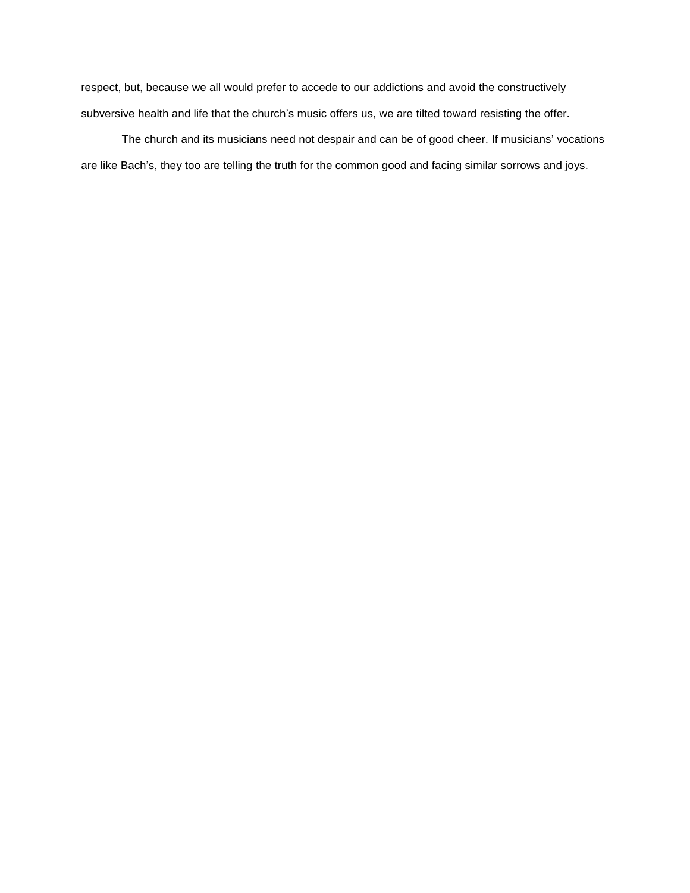respect, but, because we all would prefer to accede to our addictions and avoid the constructively subversive health and life that the church's music offers us, we are tilted toward resisting the offer.

The church and its musicians need not despair and can be of good cheer. If musicians' vocations are like Bach's, they too are telling the truth for the common good and facing similar sorrows and joys.